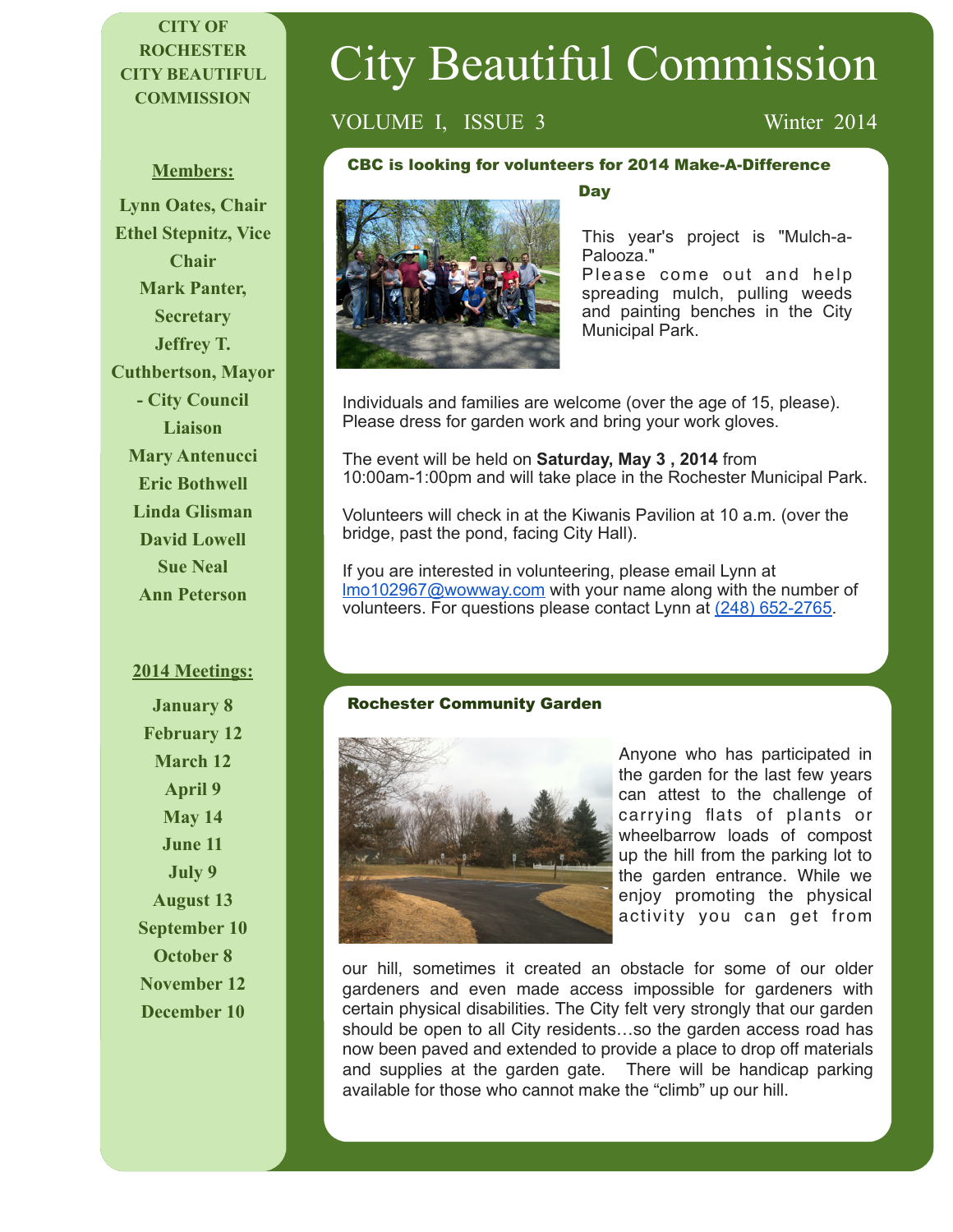# City Beautiful Commission

VOLUME I, ISSUE 3 — Winter 2014

## CBC is looking for volunteers for 2014 Make-A-Difference Day

This year's project is "Mulch-a-Palooza."
Please come out and help spreading mulch, pulling weeds and painting benches in the City Municipal Park.

Individuals and families are welcome (over the age of 15, please). Please dress for garden work and bring your work gloves.

The event will be held on **Saturday, May 3 , 2014** from 10:00am-1:00pm and will take place in the Rochester Municipal Park.

Volunteers will check in at the Kiwanis Pavilion at 10 a.m. (over the bridge, past the pond, facing City Hall).

If you are interested in volunteering, please email Lynn at lmo102967@wowway.com with your name along with the number of volunteers. For questions please contact Lynn at (248) 652-2765.

## Rochester Community Garden

Anyone who has participated in the garden for the last few years can attest to the challenge of carrying flats of plants or wheelbarrow loads of compost up the hill from the parking lot to the garden entrance. While we enjoy promoting the physical activity you can get from our hill, sometimes it created an obstacle for some of our older gardeners and even made access impossible for gardeners with certain physical disabilities. The City felt very strongly that our garden should be open to all City residents…so the garden access road has now been paved and extended to provide a place to drop off materials and supplies at the garden gate. There will be handicap parking available for those who cannot make the "climb" up our hill.

---

**CITY OF ROCHESTER CITY BEAUTIFUL COMMISSION**

**Members:**

- Lynn Oates, Chair
- Ethel Stepnitz, Vice Chair
- Mark Panter, Secretary
- Jeffrey T. Cuthbertson, Mayor - City Council Liaison
- Mary Antenucci
- Eric Bothwell
- Linda Glisman
- David Lowell
- Sue Neal
- Ann Peterson

**2014 Meetings:**

- January 8
- February 12
- March 12
- April 9
- May 14
- June 11
- July 9
- August 13
- September 10
- October 8
- November 12
- December 10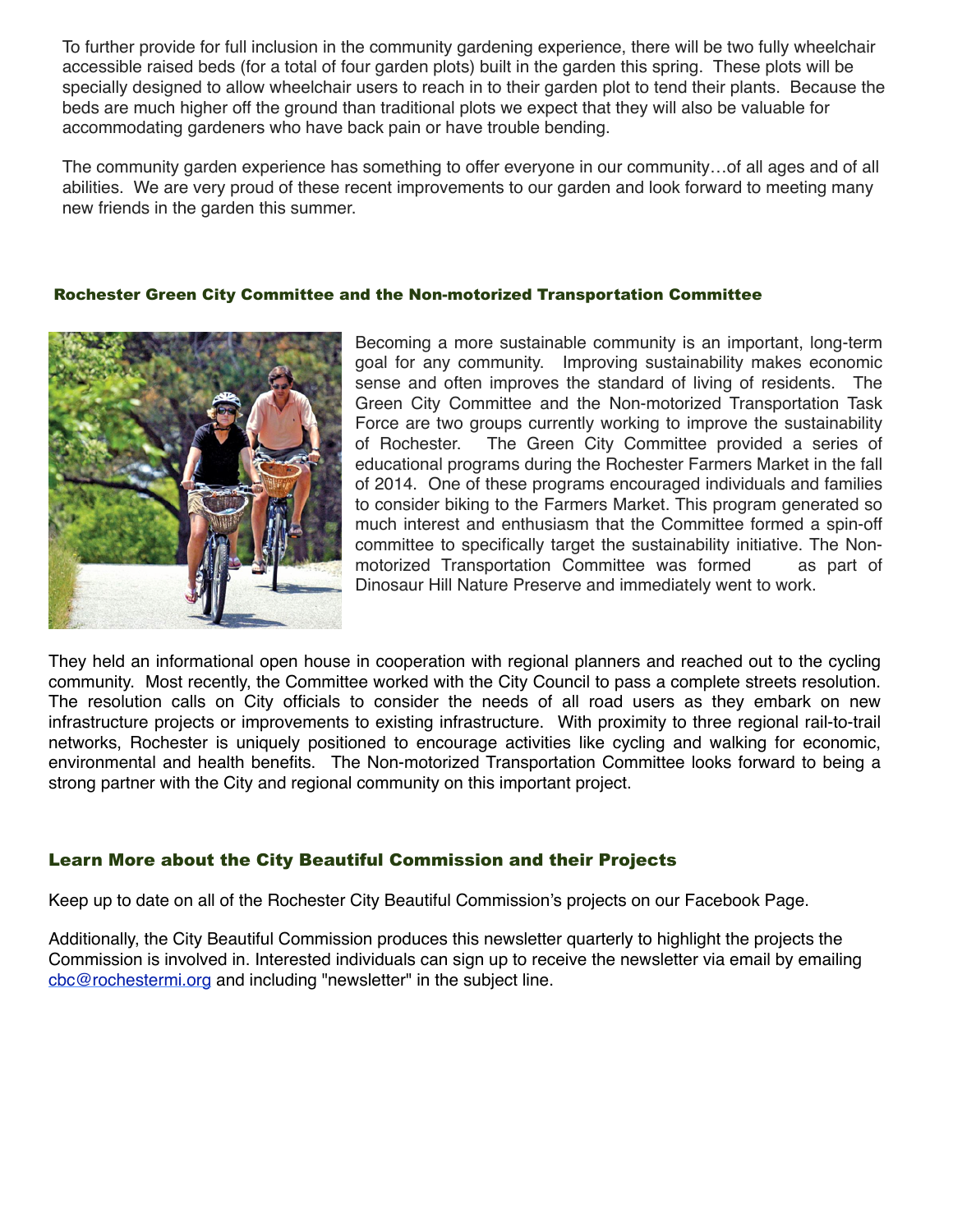To further provide for full inclusion in the community gardening experience, there will be two fully wheelchair accessible raised beds (for a total of four garden plots) built in the garden this spring. These plots will be specially designed to allow wheelchair users to reach in to their garden plot to tend their plants. Because the beds are much higher off the ground than traditional plots we expect that they will also be valuable for accommodating gardeners who have back pain or have trouble bending.

The community garden experience has something to offer everyone in our community…of all ages and of all abilities. We are very proud of these recent improvements to our garden and look forward to meeting many new friends in the garden this summer.

## Rochester Green City Committee and the Non-motorized Transportation Committee

Becoming a more sustainable community is an important, long-term goal for any community. Improving sustainability makes economic sense and often improves the standard of living of residents. The Green City Committee and the Non-motorized Transportation Task Force are two groups currently working to improve the sustainability of Rochester. The Green City Committee provided a series of educational programs during the Rochester Farmers Market in the fall of 2014. One of these programs encouraged individuals and families to consider biking to the Farmers Market. This program generated so much interest and enthusiasm that the Committee formed a spin-off committee to specifically target the sustainability initiative. The Non-motorized Transportation Committee was formed as part of Dinosaur Hill Nature Preserve and immediately went to work.

They held an informational open house in cooperation with regional planners and reached out to the cycling community. Most recently, the Committee worked with the City Council to pass a complete streets resolution. The resolution calls on City officials to consider the needs of all road users as they embark on new infrastructure projects or improvements to existing infrastructure. With proximity to three regional rail-to-trail networks, Rochester is uniquely positioned to encourage activities like cycling and walking for economic, environmental and health benefits. The Non-motorized Transportation Committee looks forward to being a strong partner with the City and regional community on this important project.

## Learn More about the City Beautiful Commission and their Projects

Keep up to date on all of the Rochester City Beautiful Commission's projects on our Facebook Page.

Additionally, the City Beautiful Commission produces this newsletter quarterly to highlight the projects the Commission is involved in. Interested individuals can sign up to receive the newsletter via email by emailing cbc@rochestermi.org and including "newsletter" in the subject line.